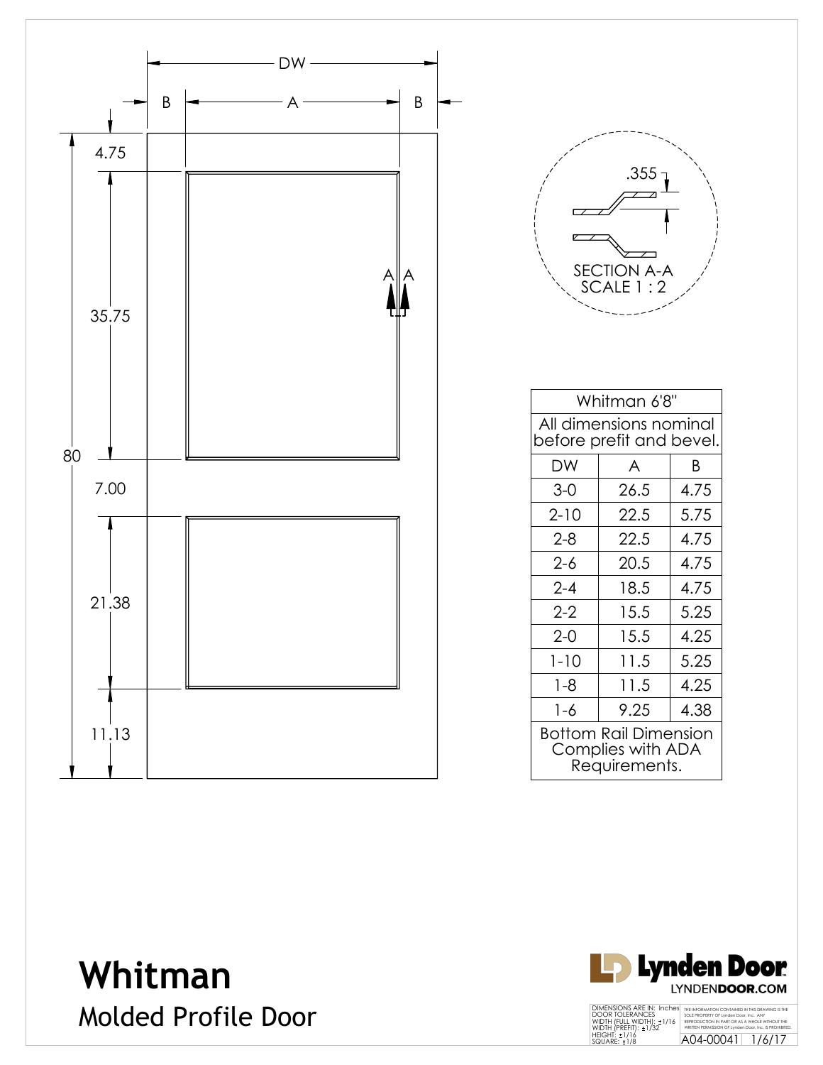DW

B A B

4.75

35.75

80

7.00

21.38

11.13

A A

.355

SECTION A-A
SCALE 1 : 2

| Whitman 6'8" | | |
|---|---|---|
| All dimensions nominal before prefit and bevel. | | |
| DW | A | B |
| 3-0 | 26.5 | 4.75 |
| 2-10 | 22.5 | 5.75 |
| 2-8 | 22.5 | 4.75 |
| 2-6 | 20.5 | 4.75 |
| 2-4 | 18.5 | 4.75 |
| 2-2 | 15.5 | 5.25 |
| 2-0 | 15.5 | 4.25 |
| 1-10 | 11.5 | 5.25 |
| 1-8 | 11.5 | 4.25 |
| 1-6 | 9.25 | 4.38 |
| Bottom Rail Dimension Complies with ADA Requirements. | | |

# Whitman

## Molded Profile Door

Lynden Door
LYNDENDOOR.COM

DIMENSIONS ARE IN: Inches
DOOR TOLERANCES
WIDTH (FULL WIDTH): ±1/16
WIDTH (PREFIT): ±1/32
HEIGHT: ±1/16
SQUARE: ±1/8

THE INFORMATION CONTAINED IN THIS DRAWING IS THE SOLE PROPERTY OF Lynden Door, Inc. ANY REPRODUCTION IN PART OR AS A WHOLE WITHOUT THE WRITTEN PERMISSION OF Lynden Door, Inc. IS PROHIBITED.

A04-00041 1/6/17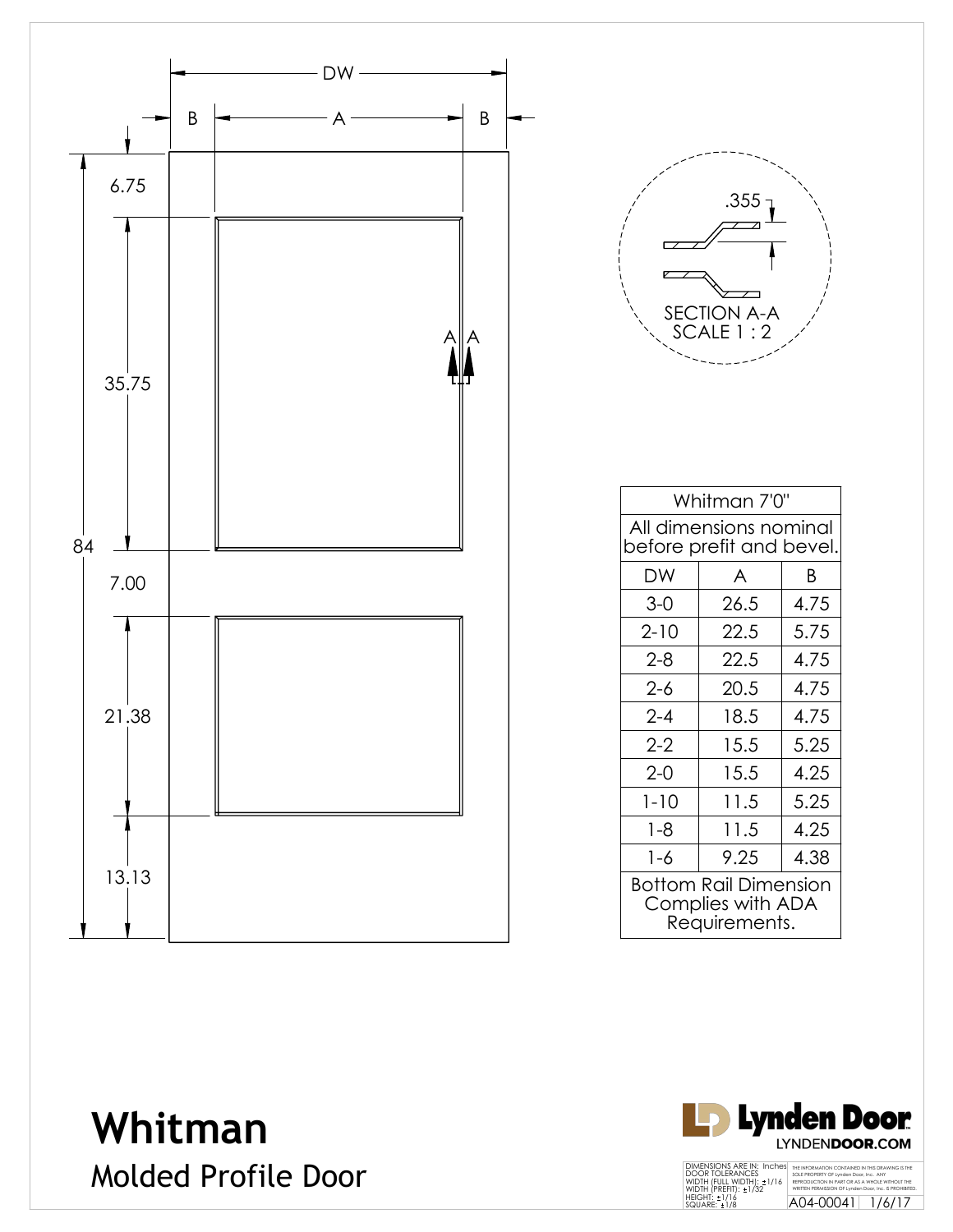# Whitman

## Molded Profile Door

DW

B | A | B

6.75

35.75

84

7.00

21.38

13.13

A A

.355

SECTION A-A
SCALE 1 : 2

| Whitman 7'0" | | |
|---|---|---|
| All dimensions nominal before prefit and bevel. | | |
| DW | A | B |
| 3-0 | 26.5 | 4.75 |
| 2-10 | 22.5 | 5.75 |
| 2-8 | 22.5 | 4.75 |
| 2-6 | 20.5 | 4.75 |
| 2-4 | 18.5 | 4.75 |
| 2-2 | 15.5 | 5.25 |
| 2-0 | 15.5 | 4.25 |
| 1-10 | 11.5 | 5.25 |
| 1-8 | 11.5 | 4.25 |
| 1-6 | 9.25 | 4.38 |
| Bottom Rail Dimension Complies with ADA Requirements. | | |

Lynden Door
LYNDENDOOR.COM

DIMENSIONS ARE IN: Inches
DOOR TOLERANCES
WIDTH (FULL WIDTH): ±1/16
WIDTH (PREFIT): ±1/32
HEIGHT: ±1/16
SQUARE: ±1/8

THE INFORMATION CONTAINED IN THIS DRAWING IS THE SOLE PROPERTY OF Lynden Door, Inc. ANY REPRODUCTION IN PART OR AS A WHOLE WITHOUT THE WRITTEN PERMISSION OF Lynden Door, Inc. IS PROHIBITED.

A04-00041 1/6/17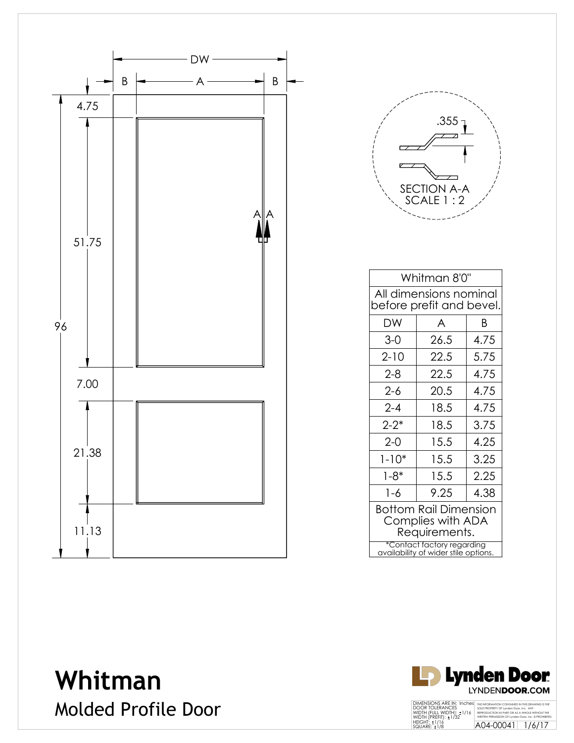DW

B A B

4.75

51.75

96

7.00

21.38

11.13

A A

.355

SECTION A-A
SCALE 1 : 2

| Whitman 8'0" | | |
|---|---|---|
| All dimensions nominal before prefit and bevel. | | |
| DW | A | B |
| 3-0 | 26.5 | 4.75 |
| 2-10 | 22.5 | 5.75 |
| 2-8 | 22.5 | 4.75 |
| 2-6 | 20.5 | 4.75 |
| 2-4 | 18.5 | 4.75 |
| 2-2* | 18.5 | 3.75 |
| 2-0 | 15.5 | 4.25 |
| 1-10* | 15.5 | 3.25 |
| 1-8* | 15.5 | 2.25 |
| 1-6 | 9.25 | 4.38 |
| Bottom Rail Dimension Complies with ADA Requirements. | | |
| *Contact factory regarding availability of wider stile options. | | |

# Whitman

## Molded Profile Door

Lynden Door
LYNDENDOOR.COM

DIMENSIONS ARE IN: Inches
DOOR TOLERANCES
WIDTH (FULL WIDTH): ±1/16
WIDTH (PREFIT): ±1/32
HEIGHT: ±1/16
SQUARE: ±1/8

THE INFORMATION CONTAINED IN THIS DRAWING IS THE SOLE PROPERTY OF Lynden Door, Inc. ANY REPRODUCTION IN PART OR AS A WHOLE WITHOUT THE WRITTEN PERMISSION OF Lynden Door, Inc. IS PROHIBITED.

A04-00041 1/6/17